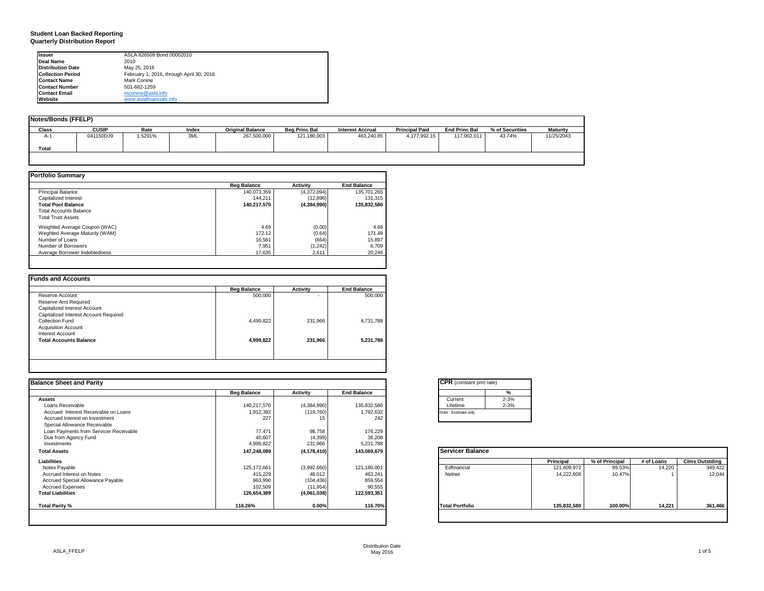# Student Loan Backed Reporting
## Quarterly Distribution Report

| | |
|---|---|
| **Issuer** | ASLA 826509 Bond 00002010 |
| **Deal Name** | 2010 |
| **Distribution Date** | May 25, 2016 |
| **Collection Period** | February 1, 2016, through April 30, 2016 |
| **Contact Name** | Mark Conine |
| **Contact Number** | 501-682-1259 |
| **Contact Email** | mconine@asla.info |
| **Website** | www.aslafinancials.info |

### Notes/Bonds (FFELP)

| Class | CUSIP | Rate | Index | Original Balance | Beg Princ Bal | Interest Accrual | Principal Paid | End Princ Bal | % of Securities | Maturity |
|---|---|---|---|---|---|---|---|---|---|---|
| A-1 | 041150DJ9 | 1.5291% | 3ML | 267,500,000 | 121,180,003 | 463,240.85 | 4,177,992.15 | 117,002,011 | *43.74%* | 11/25/2043 |
| **Total** | | | | | | | | | | |

### Portfolio Summary

| | Beg Balance | Activity | End Balance |
|---|---|---|---|
| Principal Balance | 140,073,359 | (4,372,094) | 135,701,265 |
| Capitalized Interest | 144,211 | (12,896) | 131,315 |
| **Total Pool Balance** | **140,217,570** | **(4,384,990)** | **135,832,580** |
| Total Accounts Balance | | | |
| Total Trust Assets | | | |
| Weighted Average Coupon (WAC) | 4.69 | (0.00) | 4.69 |
| Weghted Average Maturity (WAM) | 172.12 | (0.64) | 171.48 |
| Number of Loans | 16,561 | (664) | 15,897 |
| Number of Borrowers | 7,951 | (1,242) | 6,709 |
| Average Borrower Indebtedness | 17,635 | 2,611 | 20,246 |

### Funds and Accounts

| | Beg Balance | Activity | End Balance |
|---|---|---|---|
| Reserve Account | 500,000 | - | 500,000 |
| Reserve Amt Required | | | |
| Capitalized Interest Account | | | |
| Capitalized Interest Account Required | | | |
| Collection Fund | 4,499,822 | 231,966 | 4,731,788 |
| Acquisition Account | | | |
| Interest Account | | | |
| **Total Accounts Balance** | **4,999,822** | **231,966** | **5,231,788** |

### Balance Sheet and Parity

| | Beg Balance | Activity | End Balance |
|---|---|---|---|
| **Assets** | | | |
| Loans Receivable | 140,217,570 | (4,384,990) | 135,832,580 |
| Accrued Interest Receivable on Loans | 1,912,392 | (119,760) | 1,792,632 |
| Accrued Interest on Investment | 227 | 15 | 242 |
| Special Allowance Receivable | | | |
| Loan Payments from Servicer Receivable | 77,471 | 98,758 | 176,229 |
| Due from Agency Fund | 40,607 | (4,399) | 36,208 |
| Investments | 4,999,822 | 231,966 | 5,231,788 |
| **Total Assets** | **147,248,089** | **(4,178,410)** | **143,069,679** |
| **Liabilities** | | | |
| Notes Payable | 125,172,661 | (3,992,660) | 121,180,001 |
| Accrued Interest on Notes | 415,229 | 48,012 | 463,241 |
| Accrued Special Allowance Payable | 963,990 | (104,436) | 859,554 |
| Accrued Expenses | 102,509 | (11,954) | 90,555 |
| **Total Liabilities** | **126,654,389** | **(4,061,038)** | **122,593,351** |
| **Total Parity %** | **116.26%** | **0.00%** | **116.70%** |

### CPR (constant pmt rate)

| | % |
|---|---|
| Current | 2-3% |
| Lifetime | 2-3% |

Note: Estimate only.

### Servicer Balance

| | Principal | % of Principal | # of Loans | Clms Outstding |
|---|---|---|---|---|
| Edfinancial | 121,609,972 | 89.53% | 14,220 | 349,422 |
| Nelnet | 14,222,608 | 10.47% | 1 | 12,044 |
| **Total Portfolio** | **135,832,580** | **100.00%** | **14,221** | **361,466** |

Distribution Date
May 2016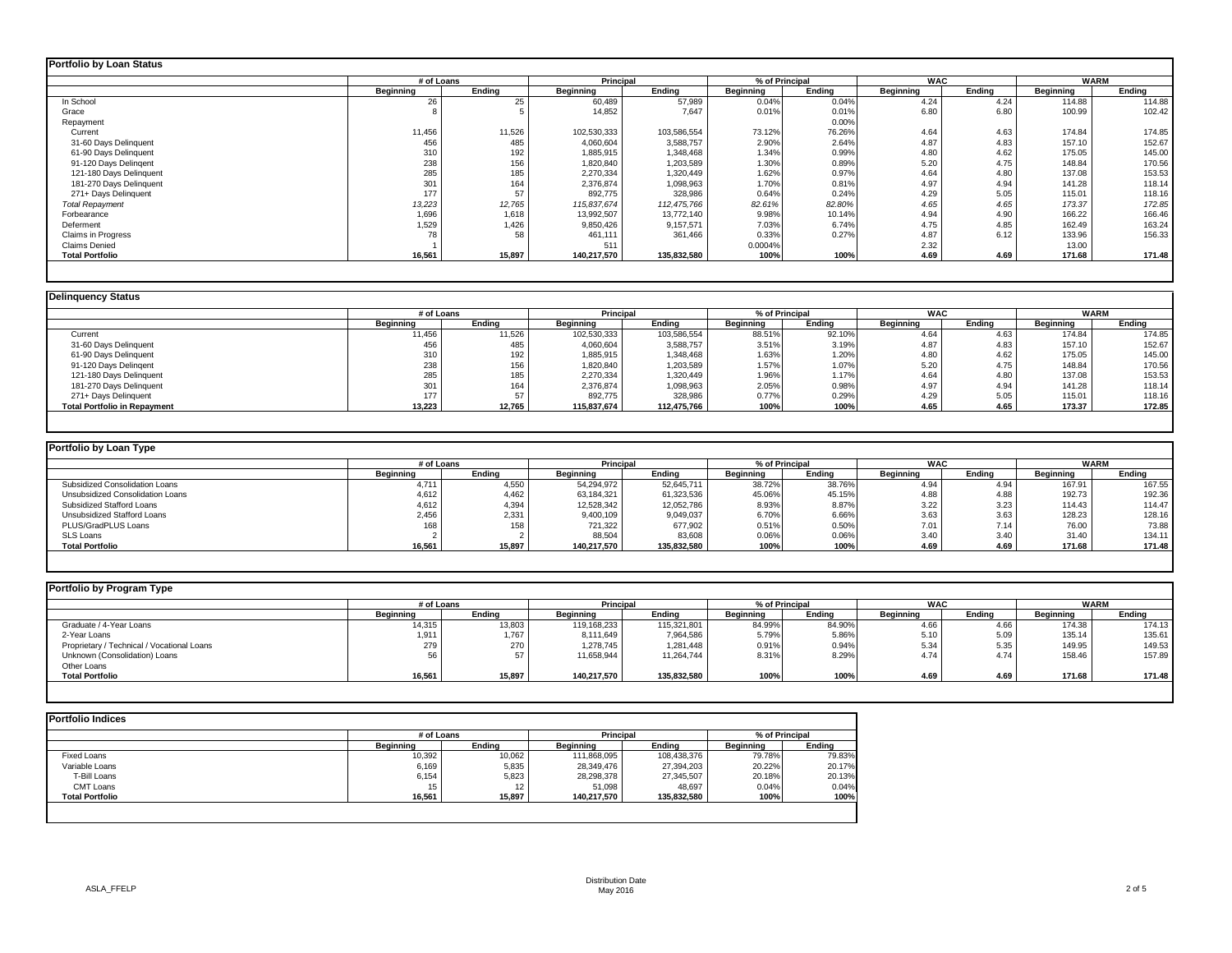## Portfolio by Loan Status

| | # of Loans | | Principal | | % of Principal | | WAC | | WARM | |
|---|---|---|---|---|---|---|---|---|---|---|
| | Beginning | Ending | Beginning | Ending | Beginning | Ending | Beginning | Ending | Beginning | Ending |
| In School | 26 | 25 | 60,489 | 57,989 | 0.04% | 0.04% | 4.24 | 4.24 | 114.88 | 114.88 |
| Grace | 8 | 5 | 14,852 | 7,647 | 0.01% | 0.01% | 6.80 | 6.80 | 100.99 | 102.42 |
| Repayment | | | | | | 0.00% | | | | |
| Current | 11,456 | 11,526 | 102,530,333 | 103,586,554 | 73.12% | 76.26% | 4.64 | 4.63 | 174.84 | 174.85 |
| 31-60 Days Delinquent | 456 | 485 | 4,060,604 | 3,588,757 | 2.90% | 2.64% | 4.87 | 4.83 | 157.10 | 152.67 |
| 61-90 Days Delinquent | 310 | 192 | 1,885,915 | 1,348,468 | 1.34% | 0.99% | 4.80 | 4.62 | 175.05 | 145.00 |
| 91-120 Days Delinqent | 238 | 156 | 1,820,840 | 1,203,589 | 1.30% | 0.89% | 5.20 | 4.75 | 148.84 | 170.56 |
| 121-180 Days Delinquent | 285 | 185 | 2,270,334 | 1,320,449 | 1.62% | 0.97% | 4.64 | 4.80 | 137.08 | 153.53 |
| 181-270 Days Delinquent | 301 | 164 | 2,376,874 | 1,098,963 | 1.70% | 0.81% | 4.97 | 4.94 | 141.28 | 118.14 |
| 271+ Days Delinquent | 177 | 57 | 892,775 | 328,986 | 0.64% | 0.24% | 4.29 | 5.05 | 115.01 | 118.16 |
| *Total Repayment* | *13,223* | *12,765* | *115,837,674* | *112,475,766* | *82.61%* | *82.80%* | *4.65* | *4.65* | *173.37* | *172.85* |
| Forbearance | 1,696 | 1,618 | 13,992,507 | 13,772,140 | 9.98% | 10.14% | 4.94 | 4.90 | 166.22 | 166.46 |
| Deferment | 1,529 | 1,426 | 9,850,426 | 9,157,571 | 7.03% | 6.74% | 4.75 | 4.85 | 162.49 | 163.24 |
| Claims in Progress | 78 | 58 | 461,111 | 361,466 | 0.33% | 0.27% | 4.87 | 6.12 | 133.96 | 156.33 |
| Claims Denied | 1 | | 511 | | 0.0004% | | 2.32 | | 13.00 | |
| **Total Portfolio** | **16,561** | **15,897** | **140,217,570** | **135,832,580** | **100%** | **100%** | **4.69** | **4.69** | **171.68** | **171.48** |

## Delinquency Status

| | # of Loans | | Principal | | % of Principal | | WAC | | WARM | |
|---|---|---|---|---|---|---|---|---|---|---|
| | Beginning | Ending | Beginning | Ending | Beginning | Ending | Beginning | Ending | Beginning | Ending |
| Current | 11,456 | 11,526 | 102,530,333 | 103,586,554 | 88.51% | 92.10% | 4.64 | 4.63 | 174.84 | 174.85 |
| 31-60 Days Delinquent | 456 | 485 | 4,060,604 | 3,588,757 | 3.51% | 3.19% | 4.87 | 4.83 | 157.10 | 152.67 |
| 61-90 Days Delinquent | 310 | 192 | 1,885,915 | 1,348,468 | 1.63% | 1.20% | 4.80 | 4.62 | 175.05 | 145.00 |
| 91-120 Days Delinqent | 238 | 156 | 1,820,840 | 1,203,589 | 1.57% | 1.07% | 5.20 | 4.75 | 148.84 | 170.56 |
| 121-180 Days Delinquent | 285 | 185 | 2,270,334 | 1,320,449 | 1.96% | 1.17% | 4.64 | 4.80 | 137.08 | 153.53 |
| 181-270 Days Delinquent | 301 | 164 | 2,376,874 | 1,098,963 | 2.05% | 0.98% | 4.97 | 4.94 | 141.28 | 118.14 |
| 271+ Days Delinquent | 177 | 57 | 892,775 | 328,986 | 0.77% | 0.29% | 4.29 | 5.05 | 115.01 | 118.16 |
| **Total Portfolio in Repayment** | **13,223** | **12,765** | **115,837,674** | **112,475,766** | **100%** | **100%** | **4.65** | **4.65** | **173.37** | **172.85** |

## Portfolio by Loan Type

| | # of Loans | | Principal | | % of Principal | | WAC | | WARM | |
|---|---|---|---|---|---|---|---|---|---|---|
| | Beginning | Ending | Beginning | Ending | Beginning | Ending | Beginning | Ending | Beginning | Ending |
| Subsidized Consolidation Loans | 4,711 | 4,550 | 54,294,972 | 52,645,711 | 38.72% | 38.76% | 4.94 | 4.94 | 167.91 | 167.55 |
| Unsubsidized Consolidation Loans | 4,612 | 4,462 | 63,184,321 | 61,323,536 | 45.06% | 45.15% | 4.88 | 4.88 | 192.73 | 192.36 |
| Subsidized Stafford Loans | 4,612 | 4,394 | 12,528,342 | 12,052,786 | 8.93% | 8.87% | 3.22 | 3.23 | 114.43 | 114.47 |
| Unsubsidized Stafford Loans | 2,456 | 2,331 | 9,400,109 | 9,049,037 | 6.70% | 6.66% | 3.63 | 3.63 | 128.23 | 128.16 |
| PLUS/GradPLUS Loans | 168 | 158 | 721,322 | 677,902 | 0.51% | 0.50% | 7.01 | 7.14 | 76.00 | 73.88 |
| SLS Loans | 2 | 2 | 88,504 | 83,608 | 0.06% | 0.06% | 3.40 | 3.40 | 31.40 | 134.11 |
| **Total Portfolio** | **16,561** | **15,897** | **140,217,570** | **135,832,580** | **100%** | **100%** | **4.69** | **4.69** | **171.68** | **171.48** |

## Portfolio by Program Type

| | # of Loans | | Principal | | % of Principal | | WAC | | WARM | |
|---|---|---|---|---|---|---|---|---|---|---|
| | Beginning | Ending | Beginning | Ending | Beginning | Ending | Beginning | Ending | Beginning | Ending |
| Graduate / 4-Year Loans | 14,315 | 13,803 | 119,168,233 | 115,321,801 | 84.99% | 84.90% | 4.66 | 4.66 | 174.38 | 174.13 |
| 2-Year Loans | 1,911 | 1,767 | 8,111,649 | 7,964,586 | 5.79% | 5.86% | 5.10 | 5.09 | 135.14 | 135.61 |
| Proprietary / Technical / Vocational Loans | 279 | 270 | 1,278,745 | 1,281,448 | 0.91% | 0.94% | 5.34 | 5.35 | 149.95 | 149.53 |
| Unknown (Consolidation) Loans | 56 | 57 | 11,658,944 | 11,264,744 | 8.31% | 8.29% | 4.74 | 4.74 | 158.46 | 157.89 |
| Other Loans | | | | | | | | | | |
| **Total Portfolio** | **16,561** | **15,897** | **140,217,570** | **135,832,580** | **100%** | **100%** | **4.69** | **4.69** | **171.68** | **171.48** |

## Portfolio Indices

| | # of Loans | | Principal | | % of Principal | |
|---|---|---|---|---|---|---|
| | Beginning | Ending | Beginning | Ending | Beginning | Ending |
| Fixed Loans | 10,392 | 10,062 | 111,868,095 | 108,438,376 | 79.78% | 79.83% |
| Variable Loans | 6,169 | 5,835 | 28,349,476 | 27,394,203 | 20.22% | 20.17% |
| T-Bill Loans | 6,154 | 5,823 | 28,298,378 | 27,345,507 | 20.18% | 20.13% |
| CMT Loans | 15 | 12 | 51,098 | 48,697 | 0.04% | 0.04% |
| **Total Portfolio** | **16,561** | **15,897** | **140,217,570** | **135,832,580** | **100%** | **100%** |

Distribution Date
May 2016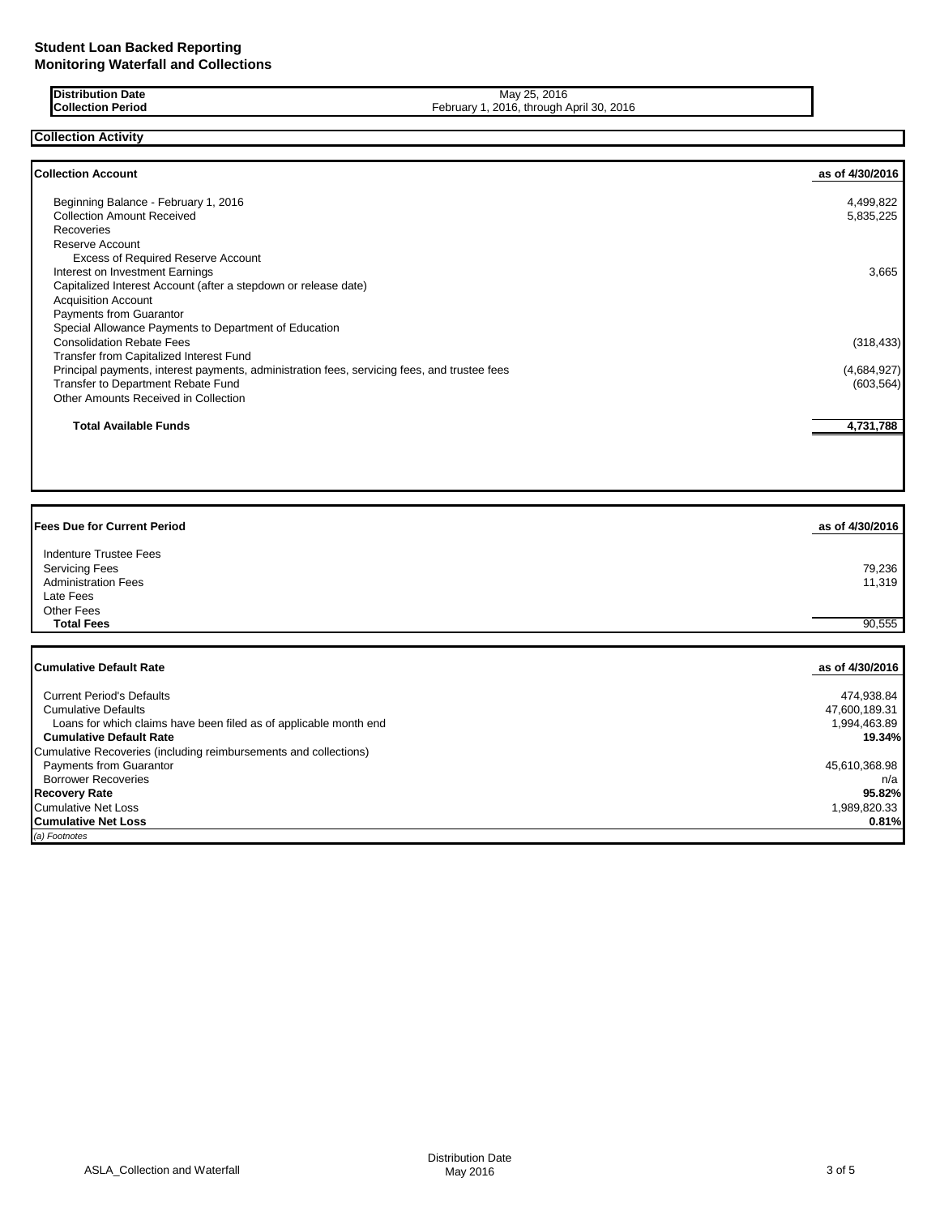# Student Loan Backed Reporting
## Monitoring Waterfall and Collections

| | |
|---|---|
| **Distribution Date** | May 25, 2016 |
| **Collection Period** | February 1, 2016, through April 30, 2016 |

## Collection Activity

| Collection Account | as of 4/30/2016 |
|---|---|
| Beginning Balance - February 1, 2016 | 4,499,822 |
| Collection Amount Received | 5,835,225 |
| Recoveries | |
| Reserve Account | |
| Excess of Required Reserve Account | |
| Interest on Investment Earnings | 3,665 |
| Capitalized Interest Account (after a stepdown or release date) | |
| Acquisition Account | |
| Payments from Guarantor | |
| Special Allowance Payments to Department of Education | |
| Consolidation Rebate Fees | (318,433) |
| Transfer from Capitalized Interest Fund | |
| Principal payments, interest payments, administration fees, servicing fees, and trustee fees | (4,684,927) |
| Transfer to Department Rebate Fund | (603,564) |
| Other Amounts Received in Collection | |
| **Total Available Funds** | **4,731,788** |

| Fees Due for Current Period | as of 4/30/2016 |
|---|---|
| Indenture Trustee Fees | |
| Servicing Fees | 79,236 |
| Administration Fees | 11,319 |
| Late Fees | |
| Other Fees | |
| **Total Fees** | 90,555 |

| Cumulative Default Rate | as of 4/30/2016 |
|---|---|
| Current Period's Defaults | 474,938.84 |
| Cumulative Defaults | 47,600,189.31 |
| Loans for which claims have been filed as of applicable month end | 1,994,463.89 |
| **Cumulative Default Rate** | **19.34%** |
| Cumulative Recoveries (including reimbursements and collections) | |
| Payments from Guarantor | 45,610,368.98 |
| Borrower Recoveries | n/a |
| **Recovery Rate** | **95.82%** |
| Cumulative Net Loss | 1,989,820.33 |
| **Cumulative Net Loss** | **0.81%** |

*(a) Footnotes*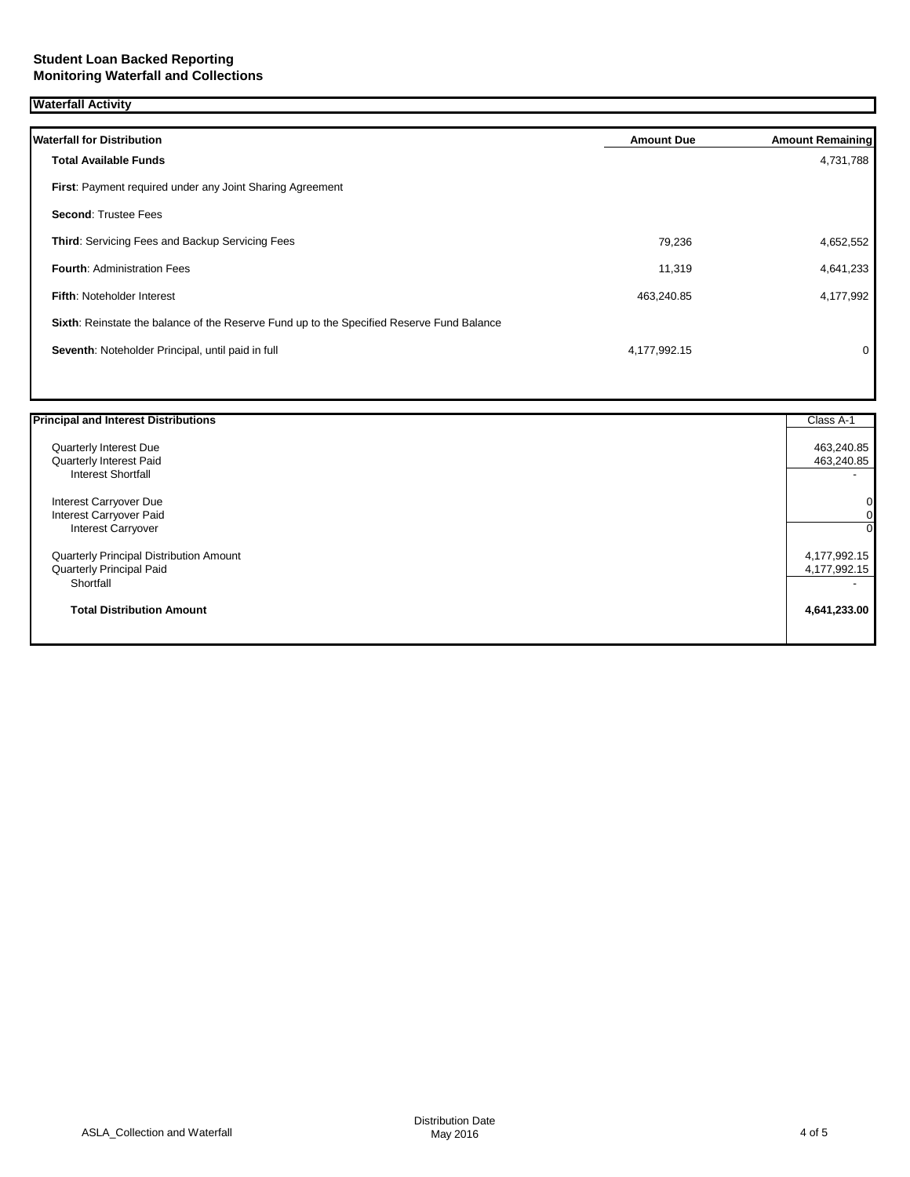**Student Loan Backed Reporting**
**Monitoring Waterfall and Collections**

**Waterfall Activity**

| **Waterfall for Distribution** | **Amount Due** | **Amount Remaining** |
|---|---|---|
| **Total Available Funds** | | 4,731,788 |
| **First**: Payment required under any Joint Sharing Agreement | | |
| **Second**: Trustee Fees | | |
| **Third**: Servicing Fees and Backup Servicing Fees | 79,236 | 4,652,552 |
| **Fourth**: Administration Fees | 11,319 | 4,641,233 |
| **Fifth**: Noteholder Interest | 463,240.85 | 4,177,992 |
| **Sixth**: Reinstate the balance of the Reserve Fund up to the Specified Reserve Fund Balance | | |
| **Seventh**: Noteholder Principal, until paid in full | 4,177,992.15 | 0 |

| **Principal and Interest Distributions** | Class A-1 |
|---|---|
| Quarterly Interest Due | 463,240.85 |
| Quarterly Interest Paid | 463,240.85 |
| Interest Shortfall | - |
| Interest Carryover Due | 0 |
| Interest Carryover Paid | 0 |
| Interest Carryover | 0 |
| Quarterly Principal Distribution Amount | 4,177,992.15 |
| Quarterly Principal Paid | 4,177,992.15 |
| Shortfall | - |
| **Total Distribution Amount** | **4,641,233.00** |

ASLA_Collection and Waterfall

Distribution Date
May 2016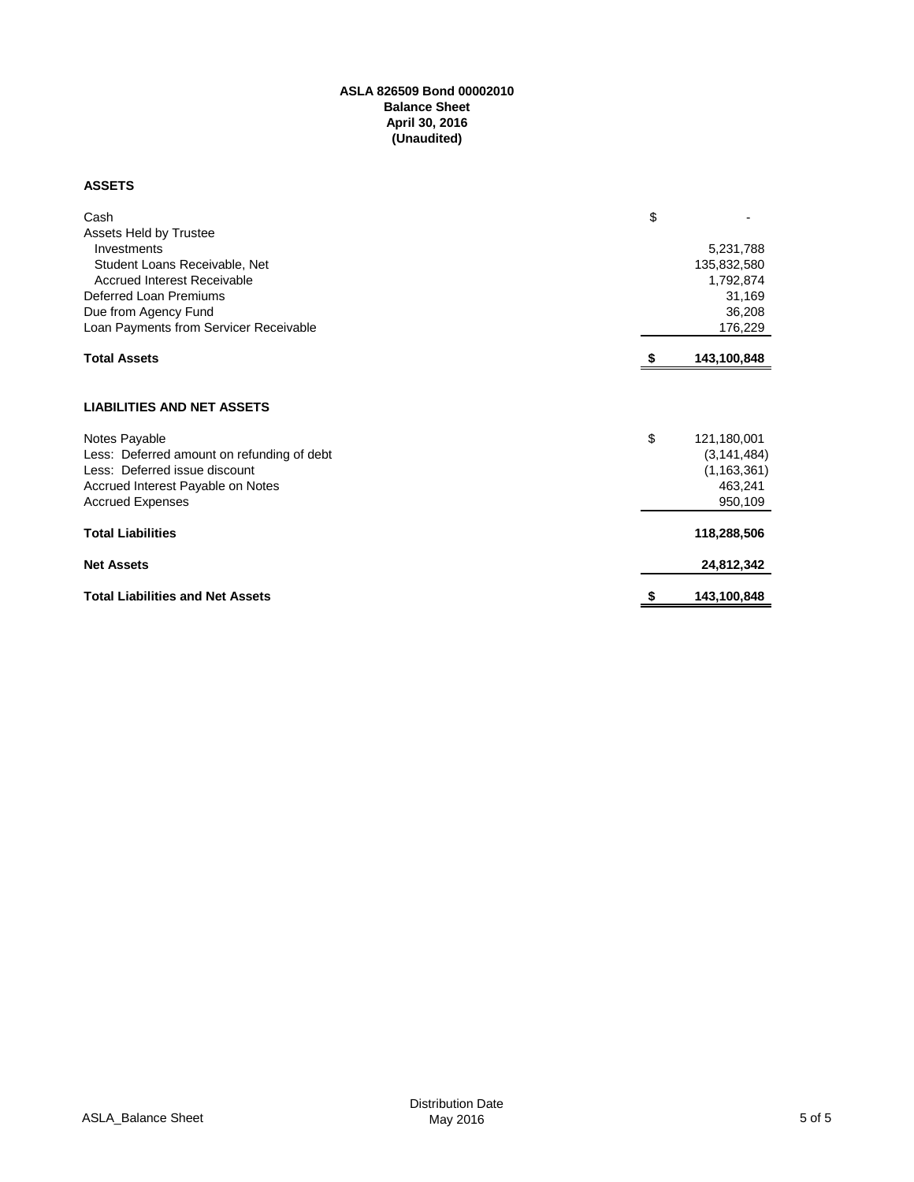**ASLA 826509 Bond 00002010**
**Balance Sheet**
**April 30, 2016**
**(Unaudited)**

**ASSETS**

| | | |
|---|---|---|
| Cash | $ | - |
| Assets Held by Trustee | | |
| Investments | | 5,231,788 |
| Student Loans Receivable, Net | | 135,832,580 |
| Accrued Interest Receivable | | 1,792,874 |
| Deferred Loan Premiums | | 31,169 |
| Due from Agency Fund | | 36,208 |
| Loan Payments from Servicer Receivable | | 176,229 |
| **Total Assets** | **$** | **143,100,848** |

**LIABILITIES AND NET ASSETS**

| | | |
|---|---|---|
| Notes Payable | $ | 121,180,001 |
| Less: Deferred amount on refunding of debt | | (3,141,484) |
| Less: Deferred issue discount | | (1,163,361) |
| Accrued Interest Payable on Notes | | 463,241 |
| Accrued Expenses | | 950,109 |
| **Total Liabilities** | | **118,288,506** |
| **Net Assets** | | **24,812,342** |
| **Total Liabilities and Net Assets** | **$** | **143,100,848** |

ASLA_Balance Sheet

Distribution Date
May 2016